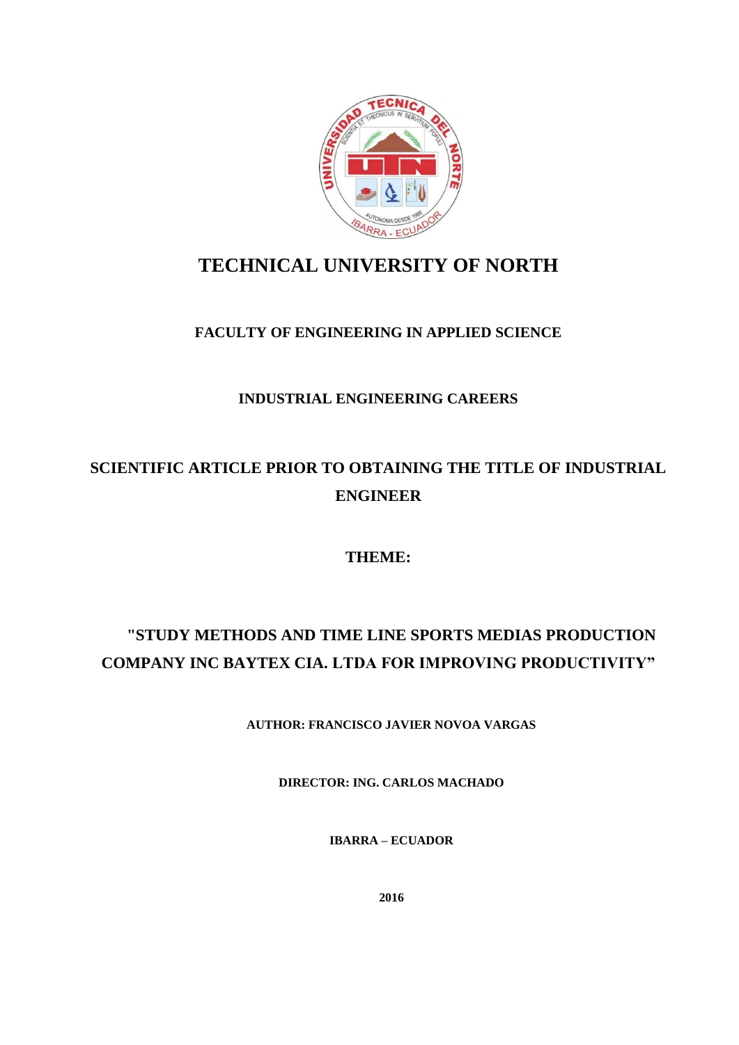# TECHNICAL UNIVERSITY OF NORTH

## FACULTY OF ENGINEERING IN APPLIED SCIENCE

## INDUSTRIAL ENGINEERING CAREERS

## SCIENTIFIC ARTICLE PRIOR TO OBTAINING THE TITLE OF INDUSTRIAL ENGINEER

## THEME:

## "STUDY METHODS AND TIME LINE SPORTS MEDIAS PRODUCTION COMPANY INC BAYTEX CIA. LTDA FOR IMPROVING PRODUCTIVITY”

**AUTHOR: FRANCISCO JAVIER NOVOA VARGAS**

**DIRECTOR: ING. CARLOS MACHADO**

**IBARRA – ECUADOR**

**2016**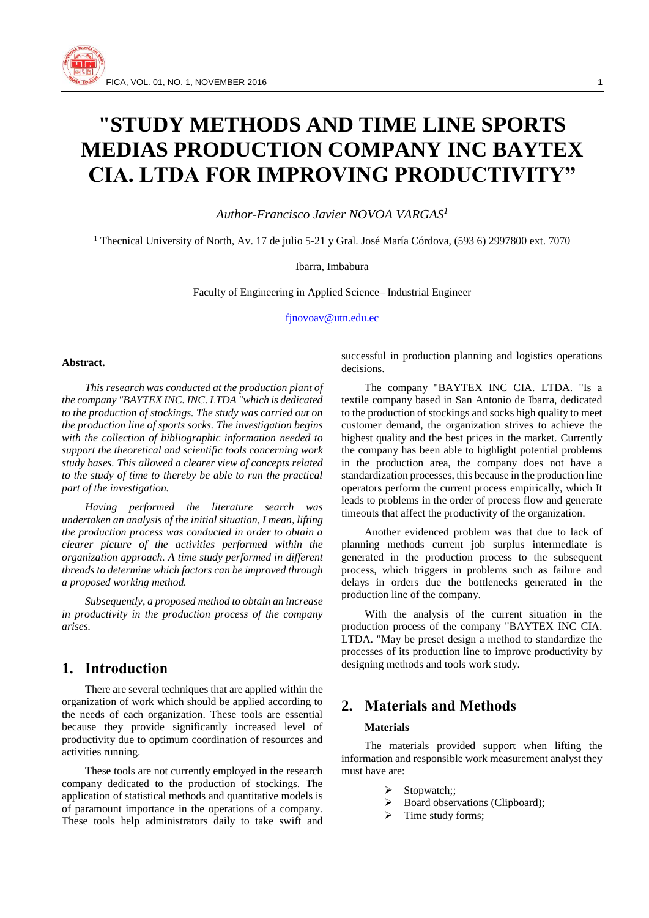# "STUDY METHODS AND TIME LINE SPORTS MEDIAS PRODUCTION COMPANY INC BAYTEX CIA. LTDA FOR IMPROVING PRODUCTIVITY"

*Author-Francisco Javier NOVOA VARGAS*[1]

[1] Thecnical University of North, Av. 17 de julio 5-21 y Gral. José María Córdova, (593 6) 2997800 ext. 7070

Ibarra, Imbabura

Faculty of Engineering in Applied Science– Industrial Engineer

fjnovoav@utn.edu.ec

**Abstract.**

*This research was conducted at the production plant of the company "BAYTEX INC. INC. LTDA "which is dedicated to the production of stockings. The study was carried out on the production line of sports socks. The investigation begins with the collection of bibliographic information needed to support the theoretical and scientific tools concerning work study bases. This allowed a clearer view of concepts related to the study of time to thereby be able to run the practical part of the investigation.*

*Having performed the literature search was undertaken an analysis of the initial situation, I mean, lifting the production process was conducted in order to obtain a clearer picture of the activities performed within the organization approach. A time study performed in different threads to determine which factors can be improved through a proposed working method.*

*Subsequently, a proposed method to obtain an increase in productivity in the production process of the company arises.*

## 1. Introduction

There are several techniques that are applied within the organization of work which should be applied according to the needs of each organization. These tools are essential because they provide significantly increased level of productivity due to optimum coordination of resources and activities running.

These tools are not currently employed in the research company dedicated to the production of stockings. The application of statistical methods and quantitative models is of paramount importance in the operations of a company. These tools help administrators daily to take swift and successful in production planning and logistics operations decisions.

The company "BAYTEX INC CIA. LTDA. "Is a textile company based in San Antonio de Ibarra, dedicated to the production of stockings and socks high quality to meet customer demand, the organization strives to achieve the highest quality and the best prices in the market. Currently the company has been able to highlight potential problems in the production area, the company does not have a standardization processes, this because in the production line operators perform the current process empirically, which It leads to problems in the order of process flow and generate timeouts that affect the productivity of the organization.

Another evidenced problem was that due to lack of planning methods current job surplus intermediate is generated in the production process to the subsequent process, which triggers in problems such as failure and delays in orders due the bottlenecks generated in the production line of the company.

With the analysis of the current situation in the production process of the company "BAYTEX INC CIA. LTDA. "May be preset design a method to standardize the processes of its production line to improve productivity by designing methods and tools work study.

## 2. Materials and Methods

### Materials

The materials provided support when lifting the information and responsible work measurement analyst they must have are:

- Stopwatch;;
- Board observations (Clipboard);
- Time study forms;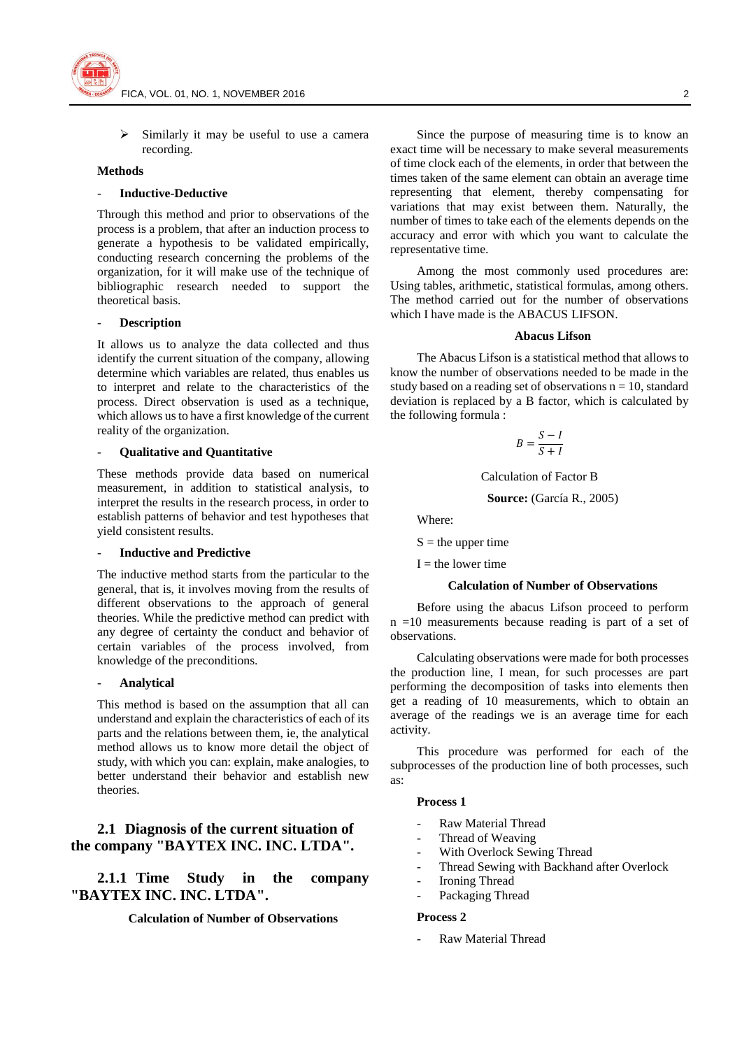- ➢ Similarly it may be useful to use a camera recording.

**Methods**

- **Inductive-Deductive**

Through this method and prior to observations of the process is a problem, that after an induction process to generate a hypothesis to be validated empirically, conducting research concerning the problems of the organization, for it will make use of the technique of bibliographic research needed to support the theoretical basis.

- **Description**

It allows us to analyze the data collected and thus identify the current situation of the company, allowing determine which variables are related, thus enables us to interpret and relate to the characteristics of the process. Direct observation is used as a technique, which allows us to have a first knowledge of the current reality of the organization.

- **Qualitative and Quantitative**

These methods provide data based on numerical measurement, in addition to statistical analysis, to interpret the results in the research process, in order to establish patterns of behavior and test hypotheses that yield consistent results.

- **Inductive and Predictive**

The inductive method starts from the particular to the general, that is, it involves moving from the results of different observations to the approach of general theories. While the predictive method can predict with any degree of certainty the conduct and behavior of certain variables of the process involved, from knowledge of the preconditions.

- **Analytical**

This method is based on the assumption that all can understand and explain the characteristics of each of its parts and the relations between them, ie, the analytical method allows us to know more detail the object of study, with which you can: explain, make analogies, to better understand their behavior and establish new theories.

## 2.1 Diagnosis of the current situation of the company "BAYTEX INC. INC. LTDA".

### 2.1.1 Time Study in the company "BAYTEX INC. INC. LTDA".

**Calculation of Number of Observations**

Since the purpose of measuring time is to know an exact time will be necessary to make several measurements of time clock each of the elements, in order that between the times taken of the same element can obtain an average time representing that element, thereby compensating for variations that may exist between them. Naturally, the number of times to take each of the elements depends on the accuracy and error with which you want to calculate the representative time.

Among the most commonly used procedures are: Using tables, arithmetic, statistical formulas, among others. The method carried out for the number of observations which I have made is the ABACUS LIFSON.

**Abacus Lifson**

The Abacus Lifson is a statistical method that allows to know the number of observations needed to be made in the study based on a reading set of observations n = 10, standard deviation is replaced by a B factor, which is calculated by the following formula :

$$B = \frac{S - I}{S + I}$$

Calculation of Factor B

**Source:** (García R., 2005)

Where:

S = the upper time

I = the lower time

**Calculation of Number of Observations**

Before using the abacus Lifson proceed to perform n =10 measurements because reading is part of a set of observations.

Calculating observations were made for both processes the production line, I mean, for such processes are part performing the decomposition of tasks into elements then get a reading of 10 measurements, which to obtain an average of the readings we is an average time for each activity.

This procedure was performed for each of the subprocesses of the production line of both processes, such as:

**Process 1**

- Raw Material Thread
- Thread of Weaving
- With Overlock Sewing Thread
- Thread Sewing with Backhand after Overlock
- Ironing Thread
- Packaging Thread

**Process 2**

- Raw Material Thread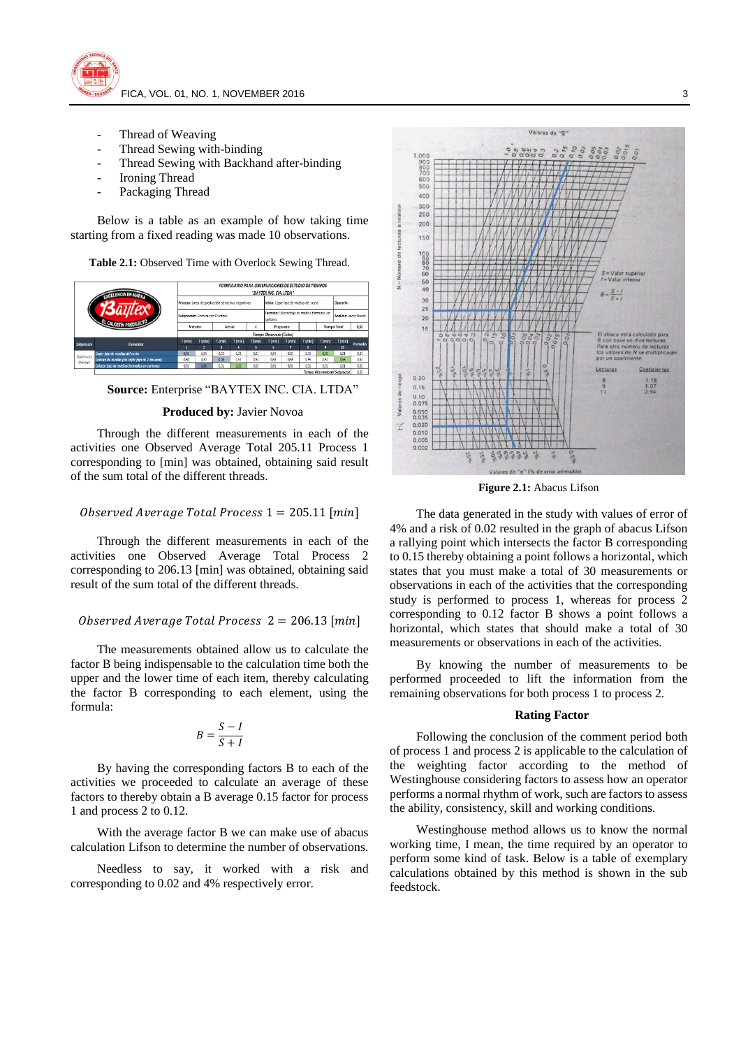- Thread of Weaving
- Thread Sewing with-binding
- Thread Sewing with Backhand after-binding
- Ironing Thread
- Packaging Thread

Below is a table as an example of how taking time starting from a fixed reading was made 10 observations.

**Table 2.1:** Observed Time with Overlock Sewing Thread.

**Source:** Enterprise "BAYTEX INC. CIA. LTDA"

**Produced by:** Javier Novoa

Through the different measurements in each of the activities one Observed Average Total 205.11 Process 1 corresponding to [min] was obtained, obtaining said result of the sum total of the different threads.

$$\textit{Observed Average Total Process } 1 = 205.11\ [min]$$

Through the different measurements in each of the activities one Observed Average Total Process 2 corresponding to 206.13 [min] was obtained, obtaining said result of the sum total of the different threads.

$$\textit{Observed Average Total Process } 2 = 206.13\ [min]$$

The measurements obtained allow us to calculate the factor B being indispensable to the calculation time both the upper and the lower time of each item, thereby calculating the factor B corresponding to each element, using the formula:

$$B = \frac{S - I}{S + I}$$

By having the corresponding factors B to each of the activities we proceeded to calculate an average of these factors to thereby obtain a B average 0.15 factor for process 1 and process 2 to 0.12.

With the average factor B we can make use of abacus calculation Lifson to determine the number of observations.

Needless to say, it worked with a risk and corresponding to 0.02 and 4% respectively error.

**Figure 2.1:** Abacus Lifson

The data generated in the study with values of error of 4% and a risk of 0.02 resulted in the graph of abacus Lifson a rallying point which intersects the factor B corresponding to 0.15 thereby obtaining a point follows a horizontal, which states that you must make a total of 30 measurements or observations in each of the activities that the corresponding study is performed to process 1, whereas for process 2 corresponding to 0.12 factor B shows a point follows a horizontal, which states that should make a total of 30 measurements or observations in each of the activities.

By knowing the number of measurements to be performed proceeded to lift the information from the remaining observations for both process 1 to process 2.

### Rating Factor

Following the conclusion of the comment period both of process 1 and process 2 is applicable to the calculation of the weighting factor according to the method of Westinghouse considering factors to assess how an operator performs a normal rhythm of work, such are factors to assess the ability, consistency, skill and working conditions.

Westinghouse method allows us to know the normal working time, I mean, the time required by an operator to perform some kind of task. Below is a table of exemplary calculations obtained by this method is shown in the sub feedstock.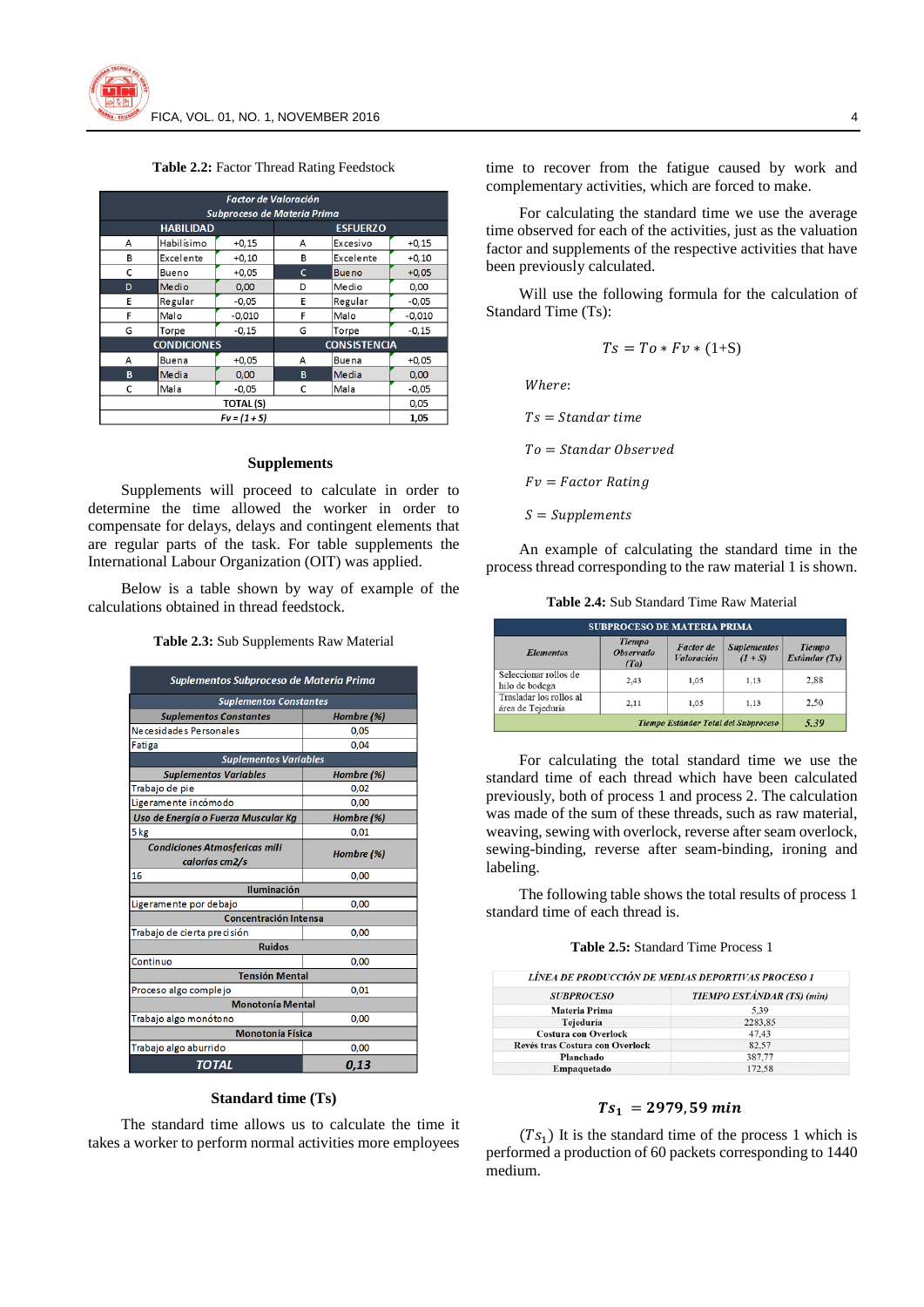**Table 2.2:** Factor Thread Rating Feedstock

| Factor de Valoración Subproceso de Materia Prima | | | | | |
|---|---|---|---|---|---|
| HABILIDAD | | | ESFUERZO | | |
| A | Habilísimo | +0,15 | A | Excesivo | +0,15 |
| B | Excelente | +0,10 | B | Excelente | +0,10 |
| C | Bueno | +0,05 | C | Bueno | +0,05 |
| D | Medio | 0,00 | D | Medio | 0,00 |
| E | Regular | -0,05 | E | Regular | -0,05 |
| F | Malo | -0,010 | F | Malo | -0,010 |
| G | Torpe | -0,15 | G | Torpe | -0,15 |
| CONDICIONES | | | CONSISTENCIA | | |
| A | Buena | +0,05 | A | Buena | +0,05 |
| B | Media | 0,00 | B | Media | 0,00 |
| C | Mala | -0,05 | C | Mala | -0,05 |
| TOTAL (S) | | | | | 0,05 |
| Fv = (1 + S) | | | | | 1,05 |

### Supplements

Supplements will proceed to calculate in order to determine the time allowed the worker in order to compensate for delays, delays and contingent elements that are regular parts of the task. For table supplements the International Labour Organization (OIT) was applied.

Below is a table shown by way of example of the calculations obtained in thread feedstock.

**Table 2.3:** Sub Supplements Raw Material

| Suplementos Subproceso de Materia Prima | |
|---|---|
| **Suplementos Constantes** | |
| **Suplementos Constantes** | **Hombre (%)** |
| Necesidades Personales | 0,05 |
| Fatiga | 0,04 |
| **Suplementos Variables** | |
| **Suplementos Variables** | **Hombre (%)** |
| Trabajo de pie | 0,02 |
| Ligeramente incómodo | 0,00 |
| **Uso de Energía o Fuerza Muscular Kg** | **Hombre (%)** |
| 5 kg | 0,01 |
| **Condiciones Atmosfericas mili calorías cm2/s** | **Hombre (%)** |
| 16 | 0,00 |
| **Iluminación** | |
| Ligeramente por debajo | 0,00 |
| **Concentración Intensa** | |
| Trabajo de cierta precisión | 0,00 |
| **Ruidos** | |
| Continuo | 0,00 |
| **Tensión Mental** | |
| Proceso algo complejo | 0,01 |
| **Monotonía Mental** | |
| Trabajo algo monótono | 0,00 |
| **Monotonía Física** | |
| Trabajo algo aburrido | 0,00 |
| **TOTAL** | **0,13** |

### Standard time (Ts)

The standard time allows us to calculate the time it takes a worker to perform normal activities more employees time to recover from the fatigue caused by work and complementary activities, which are forced to make.

For calculating the standard time we use the average time observed for each of the activities, just as the valuation factor and supplements of the respective activities that have been previously calculated.

Will use the following formula for the calculation of Standard Time (Ts):

$$Ts = To * Fv * (1+S)$$

*Where*:

$Ts = Standar\ time$

$To = Standar\ Observed$

$Fv = Factor\ Rating$

$S = Supplements$

An example of calculating the standard time in the process thread corresponding to the raw material 1 is shown.

**Table 2.4:** Sub Standard Time Raw Material

| SUBPROCESO DE MATERIA PRIMA | | | | |
|---|---|---|---|---|
| Elementos | Tiempo Observado (To) | Factor de Valoración | Suplementos (1 + S) | Tiempo Estándar (Ts) |
| Seleccionar rollos de hilo de bodega | 2,43 | 1,05 | 1,13 | 2,88 |
| Trasladar los rollos al área de Tejeduría | 2,11 | 1,05 | 1,13 | 2,50 |
| Tiempo Estándar Total del Subproceso | | | | 5,39 |

For calculating the total standard time we use the standard time of each thread which have been calculated previously, both of process 1 and process 2. The calculation was made of the sum of these threads, such as raw material, weaving, sewing with overlock, reverse after seam overlock, sewing-binding, reverse after seam-binding, ironing and labeling.

The following table shows the total results of process 1 standard time of each thread is.

**Table 2.5:** Standard Time Process 1

| LÍNEA DE PRODUCCIÓN DE MEDIAS DEPORTIVAS PROCESO 1 | |
|---|---|
| SUBPROCESO | TIEMPO ESTÁNDAR (TS) (min) |
| Materia Prima | 5,39 |
| Tejeduría | 2283,85 |
| Costura con Overlock | 47,43 |
| Revés tras Costura con Overlock | 82,57 |
| Planchado | 387,77 |
| Empaquetado | 172,58 |

$$Ts_1 = 2979{,}59\ min$$

($Ts_1$) It is the standard time of the process 1 which is performed a production of 60 packets corresponding to 1440 medium.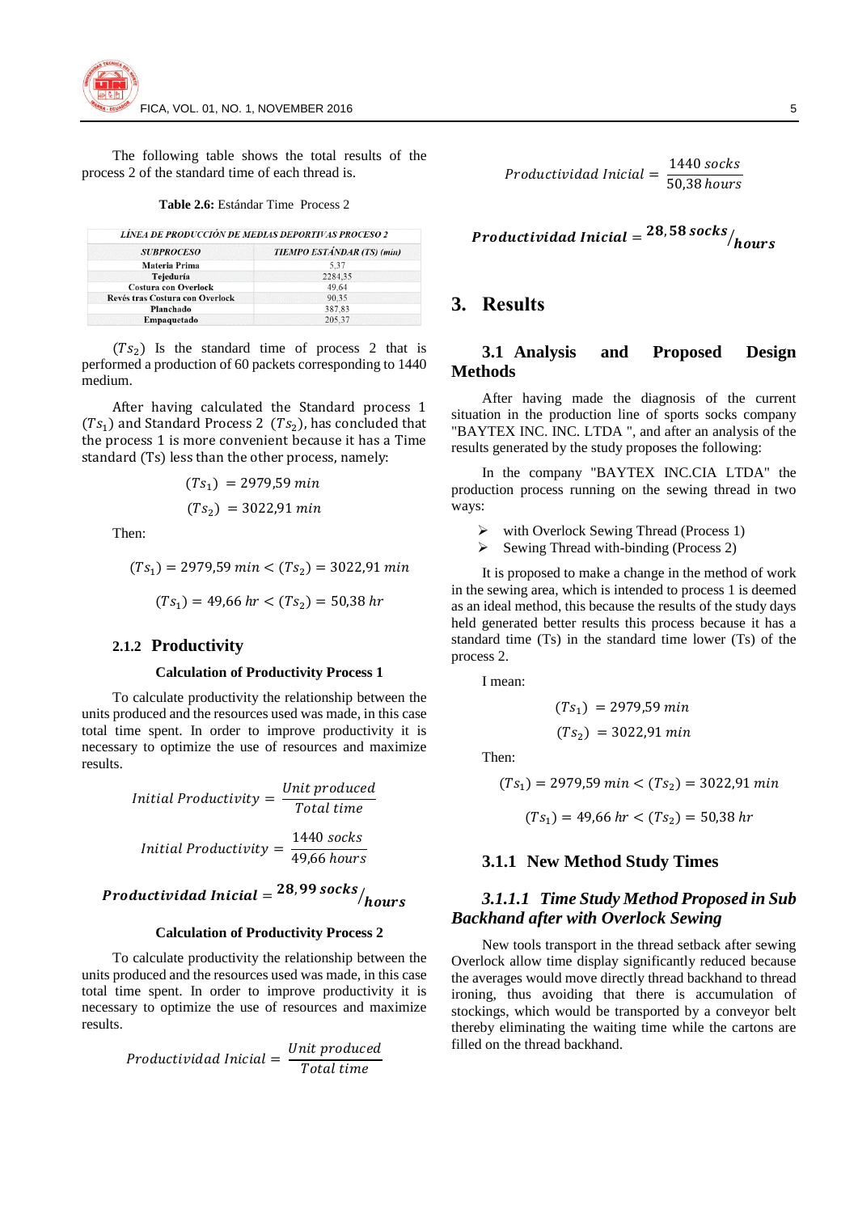The following table shows the total results of the process 2 of the standard time of each thread is.

**Table 2.6:** Estándar Time Process 2

| LÍNEA DE PRODUCCIÓN DE MEDIAS DEPORTIVAS PROCESO 2 | |
|---|---|
| **SUBPROCESO** | **TIEMPO ESTÁNDAR (TS) (min)** |
| Materia Prima | 5,37 |
| Tejeduría | 2284,35 |
| Costura con Overlock | 49,64 |
| Revés tras Costura con Overlock | 90,35 |
| Planchado | 387,83 |
| Empaquetado | 205,37 |

$(Ts_2)$ Is the standard time of process 2 that is performed a production of 60 packets corresponding to 1440 medium.

After having calculated the Standard process 1 $(Ts_1)$ and Standard Process 2 $(Ts_2)$, has concluded that the process 1 is more convenient because it has a Time standard (Ts) less than the other process, namely:

$$(Ts_1) = 2979{,}59\ min$$

$$(Ts_2) = 3022{,}91\ min$$

Then:

$$(Ts_1) = 2979{,}59\ min < (Ts_2) = 3022{,}91\ min$$

$$(Ts_1) = 49{,}66\ hr < (Ts_2) = 50{,}38\ hr$$

### 2.1.2 Productivity

**Calculation of Productivity Process 1**

To calculate productivity the relationship between the units produced and the resources used was made, in this case total time spent. In order to improve productivity it is necessary to optimize the use of resources and maximize results.

$$Initial\ Productivity = \frac{Unit\ produced}{Total\ time}$$

$$Initial\ Productivity = \frac{1440\ socks}{49{,}66\ hours}$$

$$\boldsymbol{Productividad\ Inicial = {}^{28{,}99\ socks}/_{hours}}$$

**Calculation of Productivity Process 2**

To calculate productivity the relationship between the units produced and the resources used was made, in this case total time spent. In order to improve productivity it is necessary to optimize the use of resources and maximize results.

$$Productividad\ Inicial = \frac{Unit\ produced}{Total\ time}$$

$$Productividad\ Inicial = \frac{1440\ socks}{50{,}38\ hours}$$

$$\boldsymbol{Productividad\ Inicial = {}^{28{,}58\ socks}/_{hours}}$$

## 3. Results

### 3.1 Analysis and Proposed Design Methods

After having made the diagnosis of the current situation in the production line of sports socks company "BAYTEX INC. INC. LTDA ", and after an analysis of the results generated by the study proposes the following:

In the company "BAYTEX INC.CIA LTDA" the production process running on the sewing thread in two ways:

- with Overlock Sewing Thread (Process 1)
- Sewing Thread with-binding (Process 2)

It is proposed to make a change in the method of work in the sewing area, which is intended to process 1 is deemed as an ideal method, this because the results of the study days held generated better results this process because it has a standard time (Ts) in the standard time lower (Ts) of the process 2.

I mean:

$$(Ts_1) = 2979{,}59\ min$$

$$(Ts_2) = 3022{,}91\ min$$

Then:

$$(Ts_1) = 2979{,}59\ min < (Ts_2) = 3022{,}91\ min$$

$$(Ts_1) = 49{,}66\ hr < (Ts_2) = 50{,}38\ hr$$

#### 3.1.1 New Method Study Times

##### *3.1.1.1 Time Study Method Proposed in Sub Backhand after with Overlock Sewing*

New tools transport in the thread setback after sewing Overlock allow time display significantly reduced because the averages would move directly thread backhand to thread ironing, thus avoiding that there is accumulation of stockings, which would be transported by a conveyor belt thereby eliminating the waiting time while the cartons are filled on the thread backhand.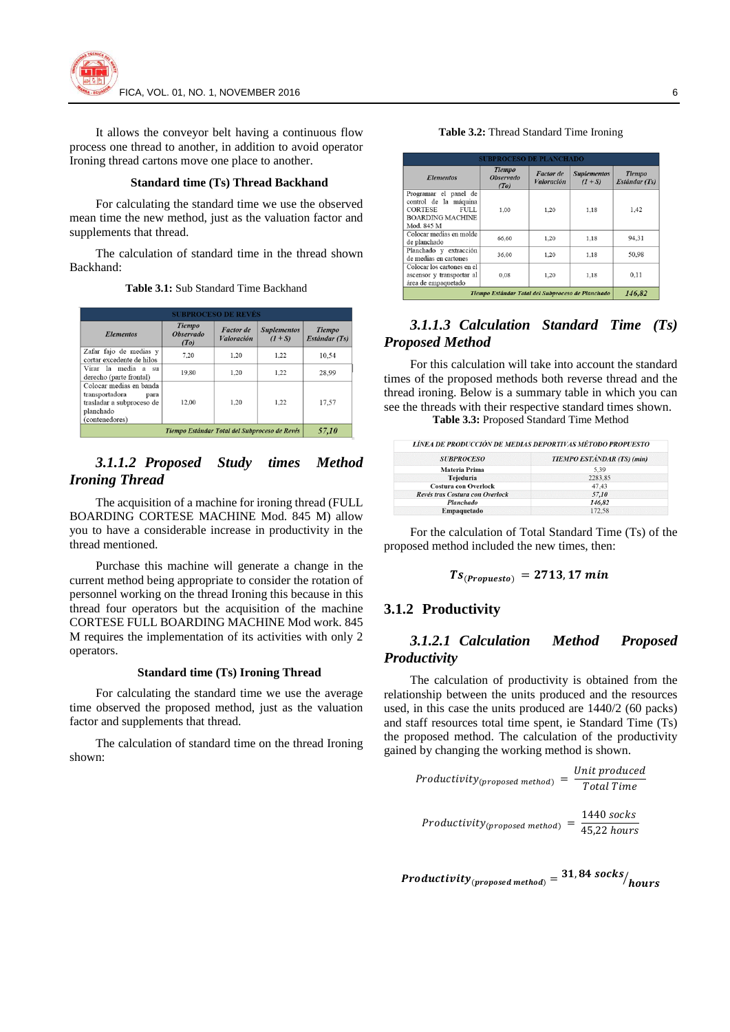It allows the conveyor belt having a continuous flow process one thread to another, in addition to avoid operator Ironing thread cartons move one place to another.

**Standard time (Ts) Thread Backhand**

For calculating the standard time we use the observed mean time the new method, just as the valuation factor and supplements that thread.

The calculation of standard time in the thread shown Backhand:

**Table 3.1:** Sub Standard Time Backhand

| SUBPROCESO DE REVÉS | | | | |
|---|---|---|---|---|
| *Elementos* | *Tiempo Observado (To)* | *Factor de Valoración* | *Suplementos (1 + S)* | *Tiempo Estándar (Ts)* |
| Zafar fajo de medias y cortar excedente de hilos | 7,20 | 1,20 | 1,22 | 10,54 |
| Virar la media a su derecho (parte frontal) | 19,80 | 1,20 | 1,22 | 28,99 |
| Colocar medias en banda transportadora para trasladar a subproceso de planchado (contenedores) | 12,00 | 1,20 | 1,22 | 17,57 |
| *Tiempo Estándar Total del Subproceso de Revés* | | | | *57,10* |

### *3.1.1.2 Proposed Study times Method Ironing Thread*

The acquisition of a machine for ironing thread (FULL BOARDING CORTESE MACHINE Mod. 845 M) allow you to have a considerable increase in productivity in the thread mentioned.

Purchase this machine will generate a change in the current method being appropriate to consider the rotation of personnel working on the thread Ironing this because in this thread four operators but the acquisition of the machine CORTESE FULL BOARDING MACHINE Mod work. 845 M requires the implementation of its activities with only 2 operators.

**Standard time (Ts) Ironing Thread**

For calculating the standard time we use the average time observed the proposed method, just as the valuation factor and supplements that thread.

The calculation of standard time on the thread Ironing shown:

**Table 3.2:** Thread Standard Time Ironing

| SUBPROCESO DE PLANCHADO | | | | |
|---|---|---|---|---|
| *Elementos* | *Tiempo Observado (To)* | *Factor de Valoración* | *Suplementos (1 + S)* | *Tiempo Estándar (Ts)* |
| Programar el panel de control de la máquina CORTESE FULL BOARDING MACHINE Mod. 845 M | 1,00 | 1,20 | 1,18 | 1,42 |
| Colocar medias en molde de planchado | 66,60 | 1,20 | 1,18 | 94,31 |
| Planchado y extracción de medias en cartones | 36,00 | 1,20 | 1,18 | 50,98 |
| Colocar los cartones en el ascensor y transportar al área de empaquetado | 0,08 | 1,20 | 1,18 | 0,11 |
| *Tiempo Estándar Total del Subproceso de Planchado* | | | | *146,82* |

### *3.1.1.3 Calculation Standard Time (Ts) Proposed Method*

For this calculation will take into account the standard times of the proposed methods both reverse thread and the thread ironing. Below is a summary table in which you can see the threads with their respective standard times shown.

**Table 3.3:** Proposed Standard Time Method

| *LÍNEA DE PRODUCCIÓN DE MEDIAS DEPORTIVAS MÉTODO PROPUESTO* | |
|---|---|
| *SUBPROCESO* | *TIEMPO ESTÁNDAR (TS) (min)* |
| Materia Prima | 5,39 |
| Tejeduría | 2283,85 |
| Costura con Overlock | 47,43 |
| *Revés tras Costura con Overlock* | *57,10* |
| *Planchado* | *146,82* |
| Empaquetado | 172,58 |

For the calculation of Total Standard Time (Ts) of the proposed method included the new times, then:

$$Ts_{(Propuesto)} = 2713,17\ min$$

## 3.1.2 Productivity

### *3.1.2.1 Calculation Method Proposed Productivity*

The calculation of productivity is obtained from the relationship between the units produced and the resources used, in this case the units produced are 1440/2 (60 packs) and staff resources total time spent, ie Standard Time (Ts) the proposed method. The calculation of the productivity gained by changing the working method is shown.

$$Productivity_{(proposed\ method)} = \frac{Unit\ produced}{Total\ Time}$$

$$Productivity_{(proposed\ method)} = \frac{1440\ socks}{45,22\ hours}$$

$$\boldsymbol{Productivity_{(proposed\ method)} = 31,84\ socks/hours}$$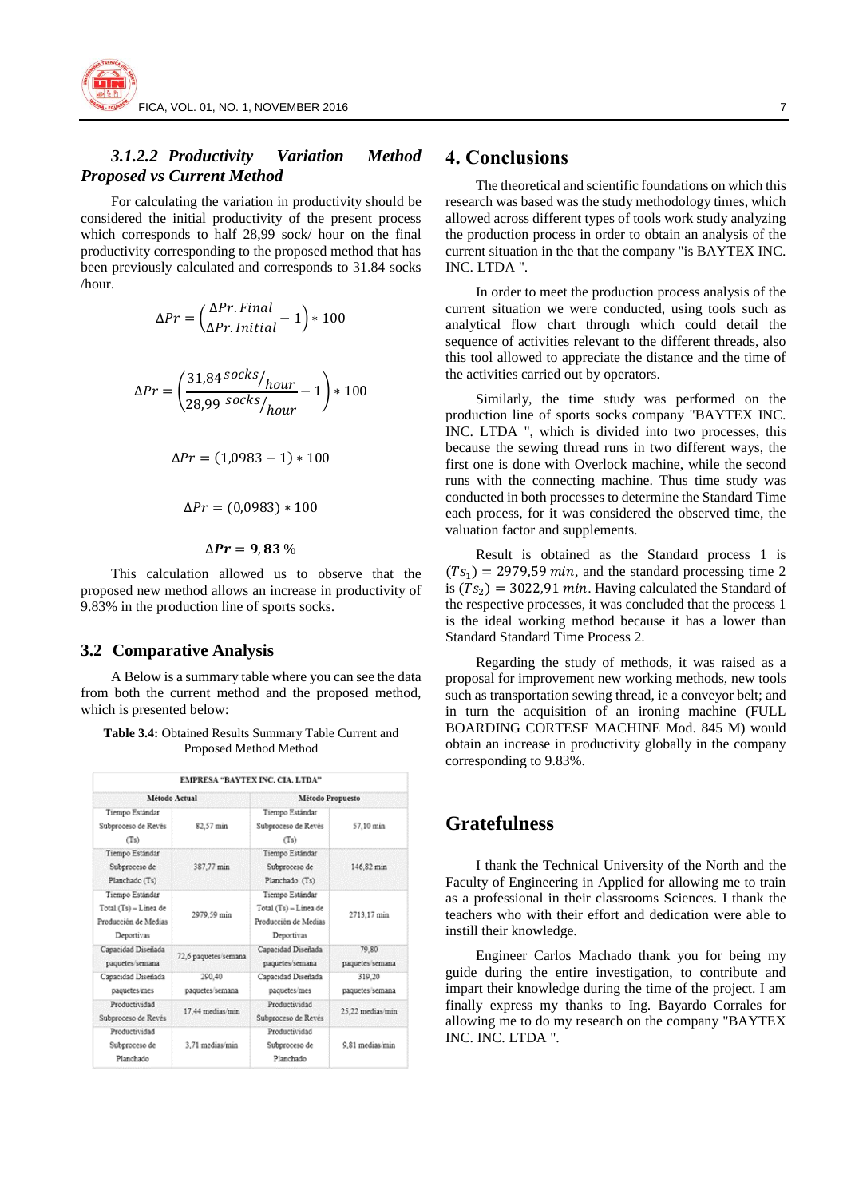#### *3.1.2.2 Productivity Variation Method Proposed vs Current Method*

For calculating the variation in productivity should be considered the initial productivity of the present process which corresponds to half 28,99 sock/ hour on the final productivity corresponding to the proposed method that has been previously calculated and corresponds to 31.84 socks /hour.

$$\Delta Pr = \left(\frac{\Delta Pr.Final}{\Delta Pr.Initial} - 1\right) * 100$$

$$\Delta Pr = \left(\frac{31{,}84\, ^{socks}/_{hour}}{28{,}99\, ^{socks}/_{hour}} - 1\right) * 100$$

$$\Delta Pr = (1{,}0983 - 1) * 100$$

$$\Delta Pr = (0{,}0983) * 100$$

$$\boldsymbol{\Delta Pr = 9{,}83}\,\%$$

This calculation allowed us to observe that the proposed new method allows an increase in productivity of 9.83% in the production line of sports socks.

### 3.2 Comparative Analysis

A Below is a summary table where you can see the data from both the current method and the proposed method, which is presented below:

**Table 3.4:** Obtained Results Summary Table Current and Proposed Method Method

| EMPRESA "BAYTEX INC. CIA. LTDA" | | | |
|---|---|---|---|
| **Método Actual** | | **Método Propuesto** | |
| Tiempo Estándar Subproceso de Revés (Ts) | 82,57 min | Tiempo Estándar Subproceso de Revés (Ts) | 57,10 min |
| Tiempo Estándar Subproceso de Planchado (Ts) | 387,77 min | Tiempo Estándar Subproceso de Planchado (Ts) | 146,82 min |
| Tiempo Estándar Total (Ts) – Línea de Producción de Medias Deportivas | 2979,59 min | Tiempo Estándar Total (Ts) – Línea de Producción de Medias Deportivas | 2713,17 min |
| Capacidad Diseñada paquetes/semana | 72,6 paquetes/semana | Capacidad Diseñada paquetes/semana | 79,80 paquetes/semana |
| Capacidad Diseñada paquetes/mes | 290,40 paquetes/mes | Capacidad Diseñada paquetes/mes | 319,20 paquetes/semana |
| Productividad Subproceso de Revés | 17,44 medias/min | Productividad Subproceso de Revés | 25,22 medias/min |
| Productividad Subproceso de Planchado | 3,71 medias/min | Productividad Subproceso de Planchado | 9,81 medias/min |

## 4. Conclusions

The theoretical and scientific foundations on which this research was based was the study methodology times, which allowed across different types of tools work study analyzing the production process in order to obtain an analysis of the current situation in the that the company "is BAYTEX INC. INC. LTDA ".

In order to meet the production process analysis of the current situation we were conducted, using tools such as analytical flow chart through which could detail the sequence of activities relevant to the different threads, also this tool allowed to appreciate the distance and the time of the activities carried out by operators.

Similarly, the time study was performed on the production line of sports socks company "BAYTEX INC. INC. LTDA ", which is divided into two processes, this because the sewing thread runs in two different ways, the first one is done with Overlock machine, while the second runs with the connecting machine. Thus time study was conducted in both processes to determine the Standard Time each process, for it was considered the observed time, the valuation factor and supplements.

Result is obtained as the Standard process 1 is $(Ts_1) = 2979{,}59\ min$, and the standard processing time 2 is $(Ts_2) = 3022{,}91\ min$. Having calculated the Standard of the respective processes, it was concluded that the process 1 is the ideal working method because it has a lower than Standard Standard Time Process 2.

Regarding the study of methods, it was raised as a proposal for improvement new working methods, new tools such as transportation sewing thread, ie a conveyor belt; and in turn the acquisition of an ironing machine (FULL BOARDING CORTESE MACHINE Mod. 845 M) would obtain an increase in productivity globally in the company corresponding to 9.83%.

## Gratefulness

I thank the Technical University of the North and the Faculty of Engineering in Applied for allowing me to train as a professional in their classrooms Sciences. I thank the teachers who with their effort and dedication were able to instill their knowledge.

Engineer Carlos Machado thank you for being my guide during the entire investigation, to contribute and impart their knowledge during the time of the project. I am finally express my thanks to Ing. Bayardo Corrales for allowing me to do my research on the company "BAYTEX INC. INC. LTDA ".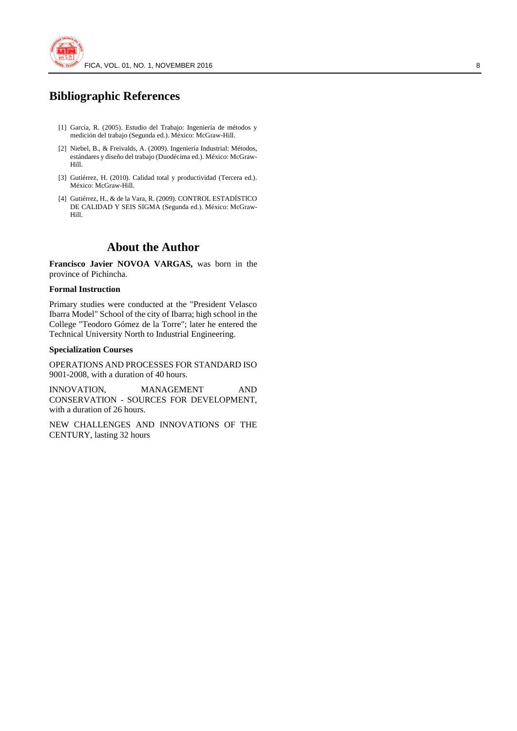# Bibliographic References

[1] García, R. (2005). Estudio del Trabajo: Ingeniería de métodos y medición del trabajo (Segunda ed.). México: McGraw-Hill.

[2] Niebel, B., & Freivalds, A. (2009). Ingeniería Industrial: Métodos, estándares y diseño del trabajo (Duodécima ed.). México: McGraw-Hill.

[3] Gutiérrez, H. (2010). Calidad total y productividad (Tercera ed.). México: McGraw-Hill.

[4] Gutiérrez, H., & de la Vara, R. (2009). CONTROL ESTADÍSTICO DE CALIDAD Y SEIS SIGMA (Segunda ed.). México: McGraw-Hill.

# About the Author

**Francisco Javier NOVOA VARGAS,** was born in the province of Pichincha.

**Formal Instruction**

Primary studies were conducted at the "President Velasco Ibarra Model" School of the city of Ibarra; high school in the College "Teodoro Gómez de la Torre"; later he entered the Technical University North to Industrial Engineering.

**Specialization Courses**

OPERATIONS AND PROCESSES FOR STANDARD ISO 9001-2008, with a duration of 40 hours.

INNOVATION, MANAGEMENT AND CONSERVATION - SOURCES FOR DEVELOPMENT, with a duration of 26 hours.

NEW CHALLENGES AND INNOVATIONS OF THE CENTURY, lasting 32 hours